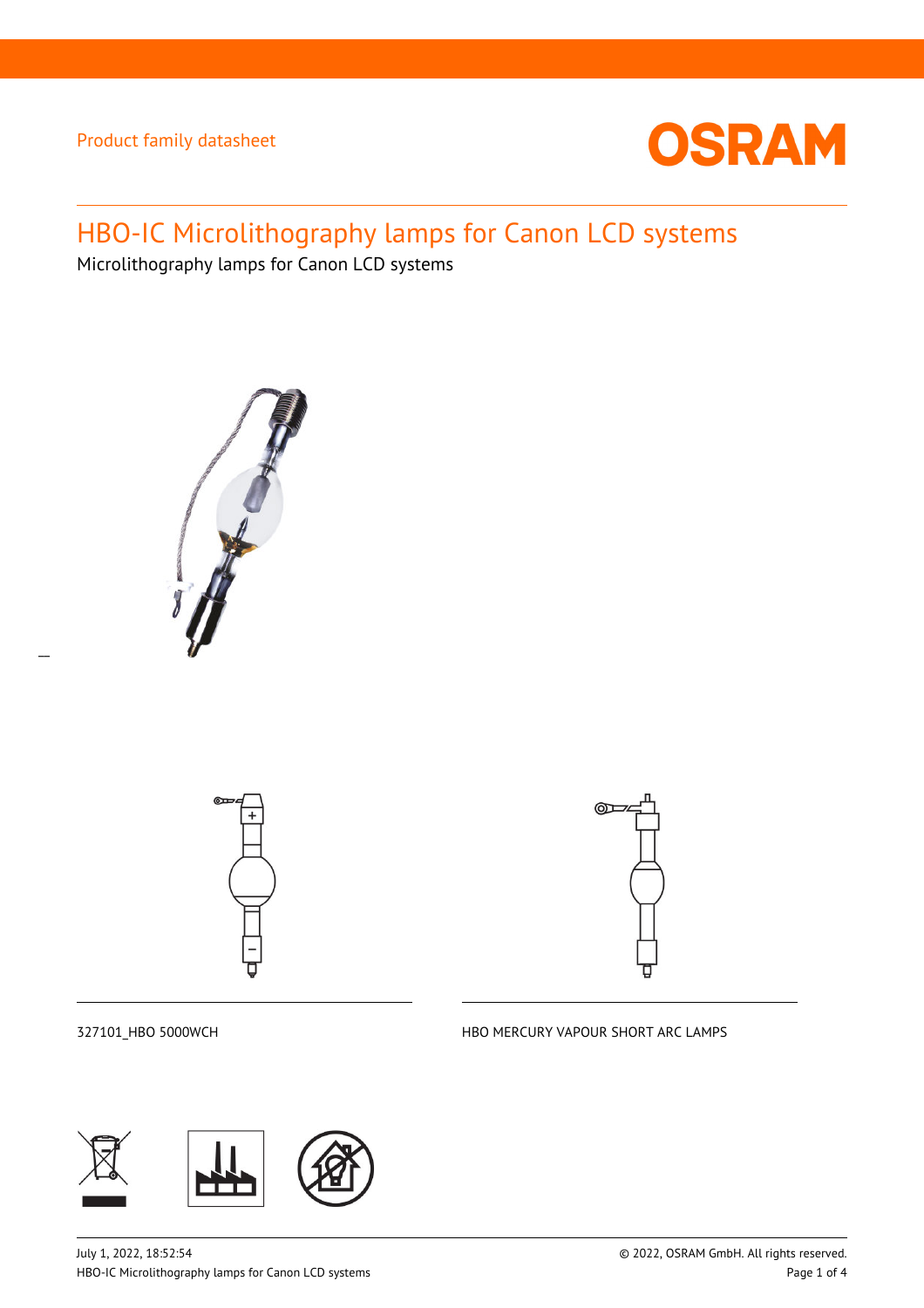Product family datasheet

# HBO-IC Microlithography lamps for Canon LCD systems

Microlithography lamps for Canon LCD systems

327101_HBO 5000WCH

HBO MERCURY VAPOUR SHORT ARC LAMPS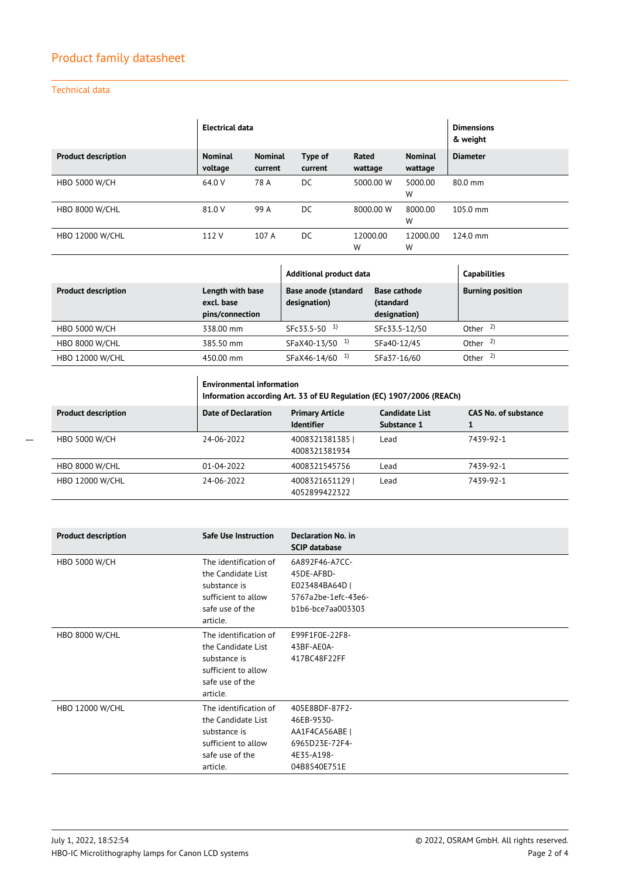## Product family datasheet

### Technical data

| Product description | Electrical data | | | | | Dimensions & weight |
|---|---|---|---|---|---|---|
| | Nominal voltage | Nominal current | Type of current | Rated wattage | Nominal wattage | Diameter |
| HBO 5000 W/CH | 64.0 V | 78 A | DC | 5000.00 W | 5000.00 W | 80.0 mm |
| HBO 8000 W/CHL | 81.0 V | 99 A | DC | 8000.00 W | 8000.00 W | 105.0 mm |
| HBO 12000 W/CHL | 112 V | 107 A | DC | 12000.00 W | 12000.00 W | 124.0 mm |

| Product description | Length with base excl. base pins/connection | Additional product data | | Capabilities |
|---|---|---|---|---|
| | | Base anode (standard designation) | Base cathode (standard designation) | Burning position |
| HBO 5000 W/CH | 338.00 mm | SFc33.5-50 [1] | SFc33.5-12/50 | Other [2] |
| HBO 8000 W/CHL | 385.50 mm | SFaX40-13/50 [1] | SFa40-12/45 | Other [2] |
| HBO 12000 W/CHL | 450.00 mm | SFaX46-14/60 [1] | SFa37-16/60 | Other [2] |

| Product description | Environmental information Information according Art. 33 of EU Regulation (EC) 1907/2006 (REACh) | | | |
|---|---|---|---|---|
| | Date of Declaration | Primary Article Identifier | Candidate List Substance 1 | CAS No. of substance 1 |
| HBO 5000 W/CH | 24-06-2022 | 4008321381385 \| 4008321381934 | Lead | 7439-92-1 |
| HBO 8000 W/CHL | 01-04-2022 | 4008321545756 | Lead | 7439-92-1 |
| HBO 12000 W/CHL | 24-06-2022 | 4008321651129 \| 4052899422322 | Lead | 7439-92-1 |

| Product description | Safe Use Instruction | Declaration No. in SCIP database |
|---|---|---|
| HBO 5000 W/CH | The identification of the Candidate List substance is sufficient to allow safe use of the article. | 6A892F46-A7CC-45DE-AFBD-E023484BA64D \| 5767a2be-1efc-43e6-b1b6-bce7aa003303 |
| HBO 8000 W/CHL | The identification of the Candidate List substance is sufficient to allow safe use of the article. | E99F1F0E-22F8-43BF-AE0A-417BC48F22FF |
| HBO 12000 W/CHL | The identification of the Candidate List substance is sufficient to allow safe use of the article. | 405E8BDF-87F2-46EB-9530-AA1F4CA56ABE \| 6965D23E-72F4-4E35-A198-04B8540E751E |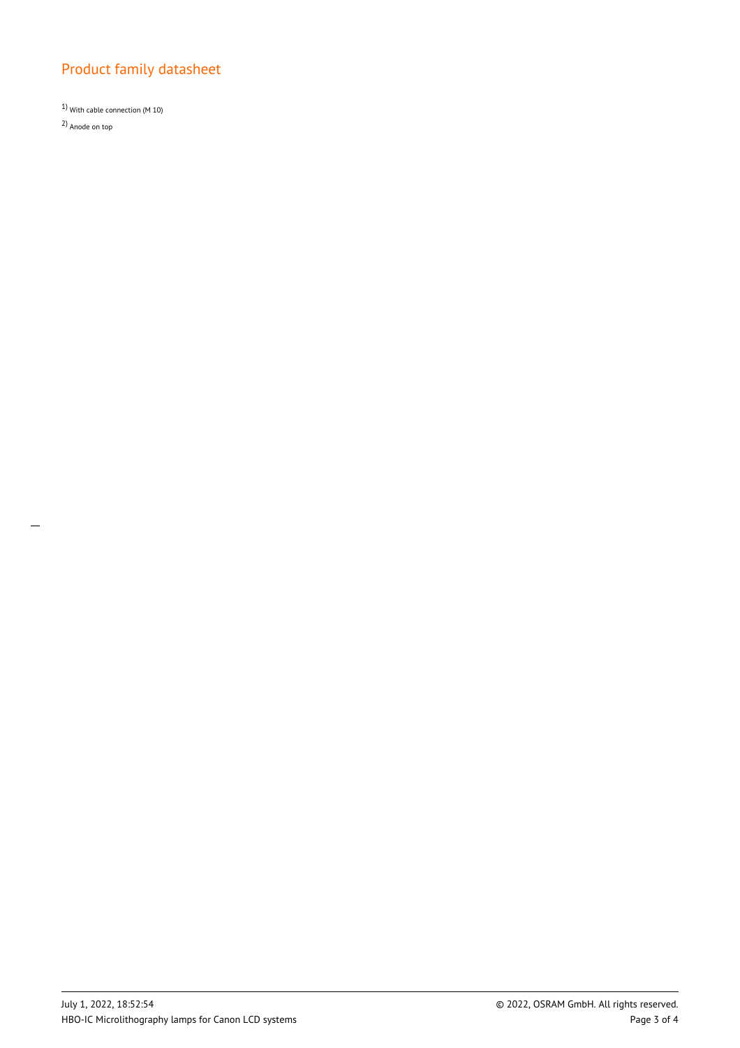## Product family datasheet

[1] With cable connection (M 10)

[2] Anode on top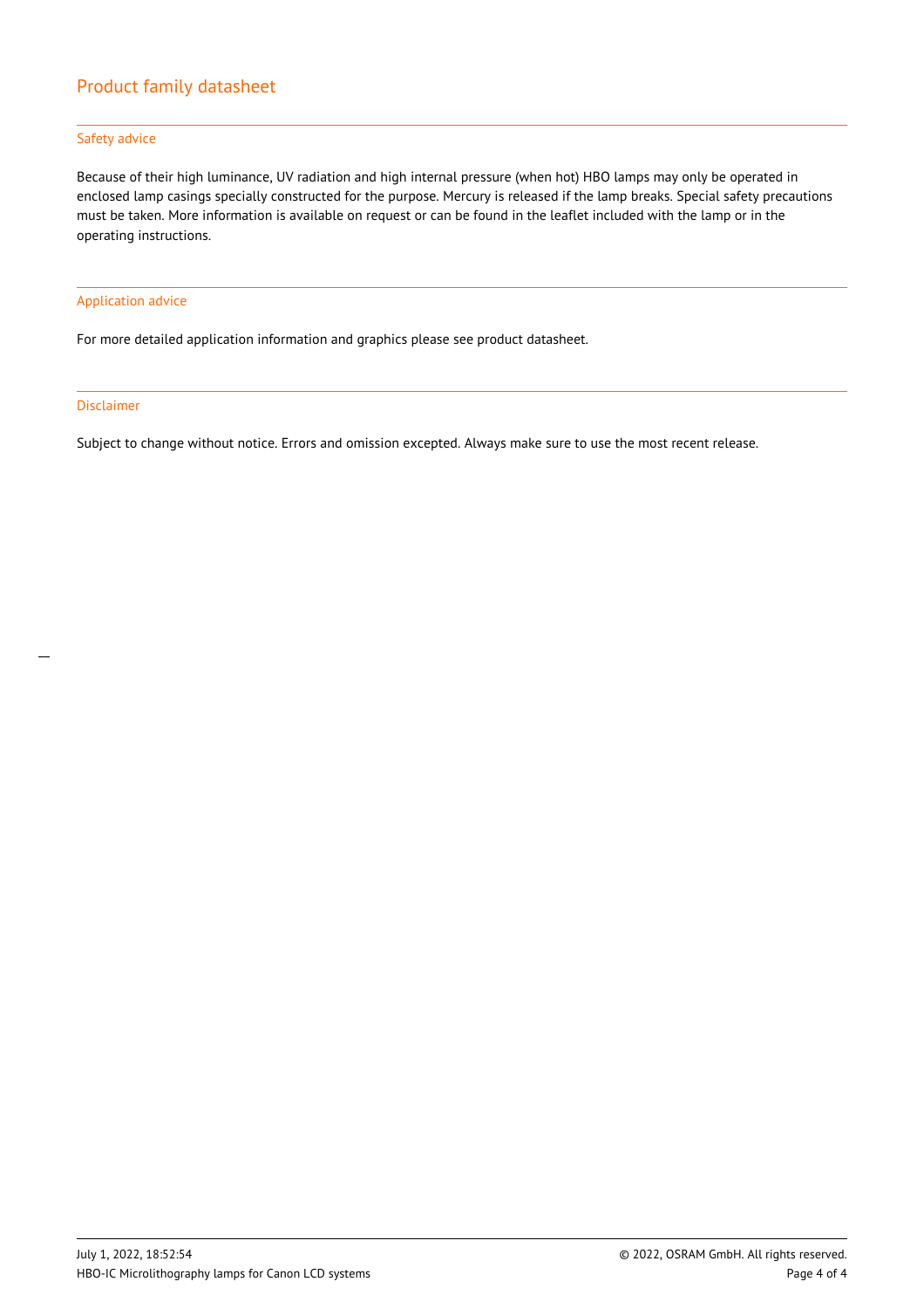# Product family datasheet

## Safety advice

Because of their high luminance, UV radiation and high internal pressure (when hot) HBO lamps may only be operated in enclosed lamp casings specially constructed for the purpose. Mercury is released if the lamp breaks. Special safety precautions must be taken. More information is available on request or can be found in the leaflet included with the lamp or in the operating instructions.

## Application advice

For more detailed application information and graphics please see product datasheet.

## Disclaimer

Subject to change without notice. Errors and omission excepted. Always make sure to use the most recent release.